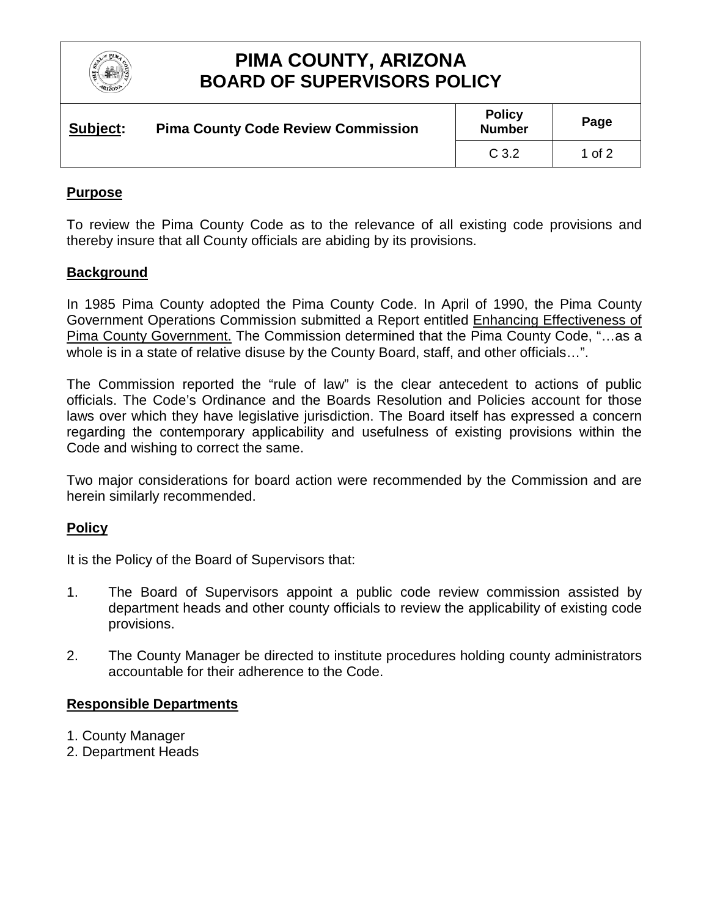# PIMA COUNTY, ARIZONA
# BOARD OF SUPERVISORS POLICY

| **Subject:** Pima County Code Review Commission | **Policy Number** | **Page** |
|---|---|---|
| | C 3.2 | 1 of 2 |

## Purpose

To review the Pima County Code as to the relevance of all existing code provisions and thereby insure that all County officials are abiding by its provisions.

## Background

In 1985 Pima County adopted the Pima County Code. In April of 1990, the Pima County Government Operations Commission submitted a Report entitled Enhancing Effectiveness of Pima County Government. The Commission determined that the Pima County Code, "…as a whole is in a state of relative disuse by the County Board, staff, and other officials…".

The Commission reported the "rule of law" is the clear antecedent to actions of public officials. The Code's Ordinance and the Boards Resolution and Policies account for those laws over which they have legislative jurisdiction. The Board itself has expressed a concern regarding the contemporary applicability and usefulness of existing provisions within the Code and wishing to correct the same.

Two major considerations for board action were recommended by the Commission and are herein similarly recommended.

## Policy

It is the Policy of the Board of Supervisors that:

1. The Board of Supervisors appoint a public code review commission assisted by department heads and other county officials to review the applicability of existing code provisions.

2. The County Manager be directed to institute procedures holding county administrators accountable for their adherence to the Code.

## Responsible Departments

1. County Manager
2. Department Heads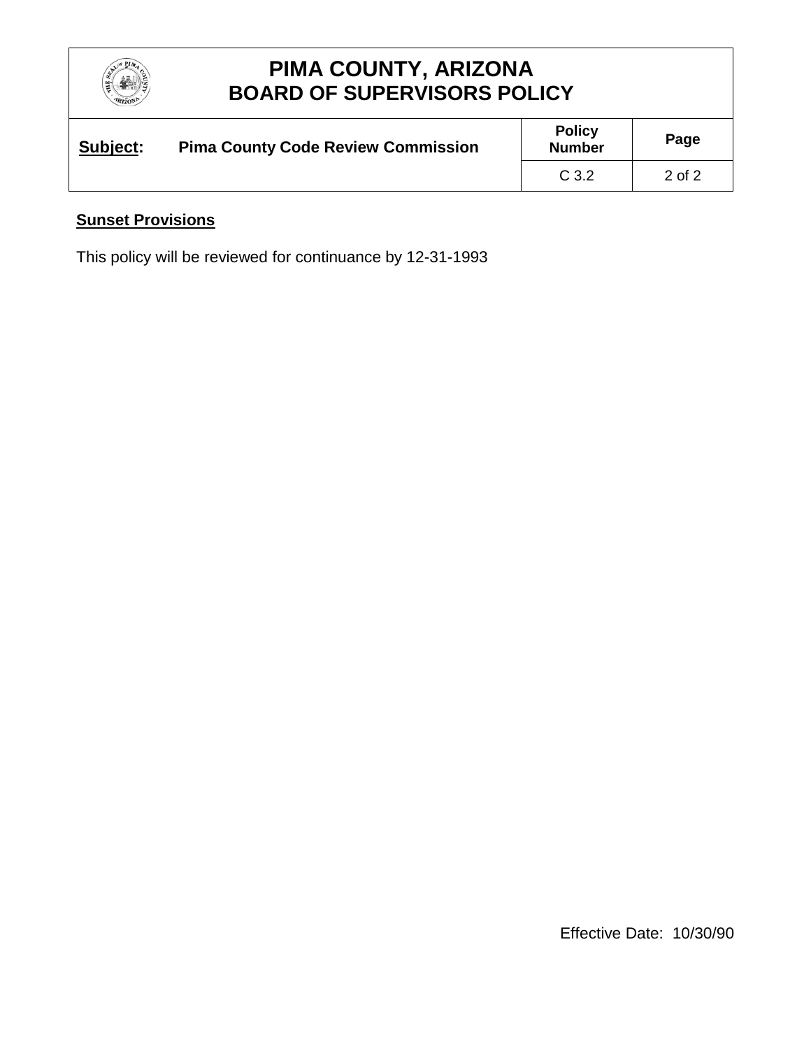**Sunset Provisions**

This policy will be reviewed for continuance by 12-31-1993

Effective Date: 10/30/90